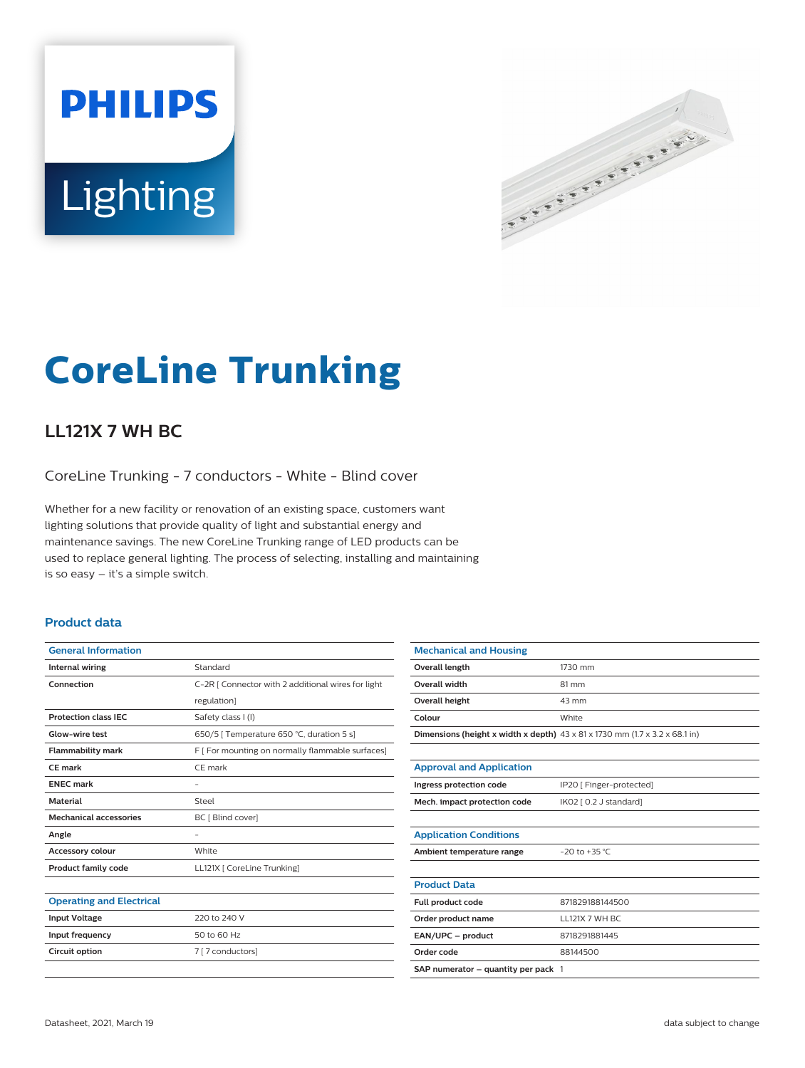PHILIPS

Lighting

# CoreLine Trunking

## LL121X 7 WH BC

CoreLine Trunking - 7 conductors - White - Blind cover

Whether for a new facility or renovation of an existing space, customers want lighting solutions that provide quality of light and substantial energy and maintenance savings. The new CoreLine Trunking range of LED products can be used to replace general lighting. The process of selecting, installing and maintaining is so easy – it's a simple switch.

### Product data

| General Information | |
|---|---|
| Internal wiring | Standard |
| Connection | C-2R [ Connector with 2 additional wires for light regulation] |
| Protection class IEC | Safety class I (I) |
| Glow-wire test | 650/5 [ Temperature 650 °C, duration 5 s] |
| Flammability mark | F [ For mounting on normally flammable surfaces] |
| CE mark | CE mark |
| ENEC mark | - |
| Material | Steel |
| Mechanical accessories | BC [ Blind cover] |
| Angle | - |
| Accessory colour | White |
| Product family code | LL121X [ CoreLine Trunking] |

| Operating and Electrical | |
|---|---|
| Input Voltage | 220 to 240 V |
| Input frequency | 50 to 60 Hz |
| Circuit option | 7 [ 7 conductors] |

| Mechanical and Housing | |
|---|---|
| Overall length | 1730 mm |
| Overall width | 81 mm |
| Overall height | 43 mm |
| Colour | White |
| Dimensions (height x width x depth) | 43 x 81 x 1730 mm (1.7 x 3.2 x 68.1 in) |

| Approval and Application | |
|---|---|
| Ingress protection code | IP20 [ Finger-protected] |
| Mech. impact protection code | IK02 [ 0.2 J standard] |

| Application Conditions | |
|---|---|
| Ambient temperature range | -20 to +35 °C |

| Product Data | |
|---|---|
| Full product code | 871829188144500 |
| Order product name | LL121X 7 WH BC |
| EAN/UPC – product | 8718291881445 |
| Order code | 88144500 |
| SAP numerator – quantity per pack | 1 |

Datasheet, 2021, March 19

data subject to change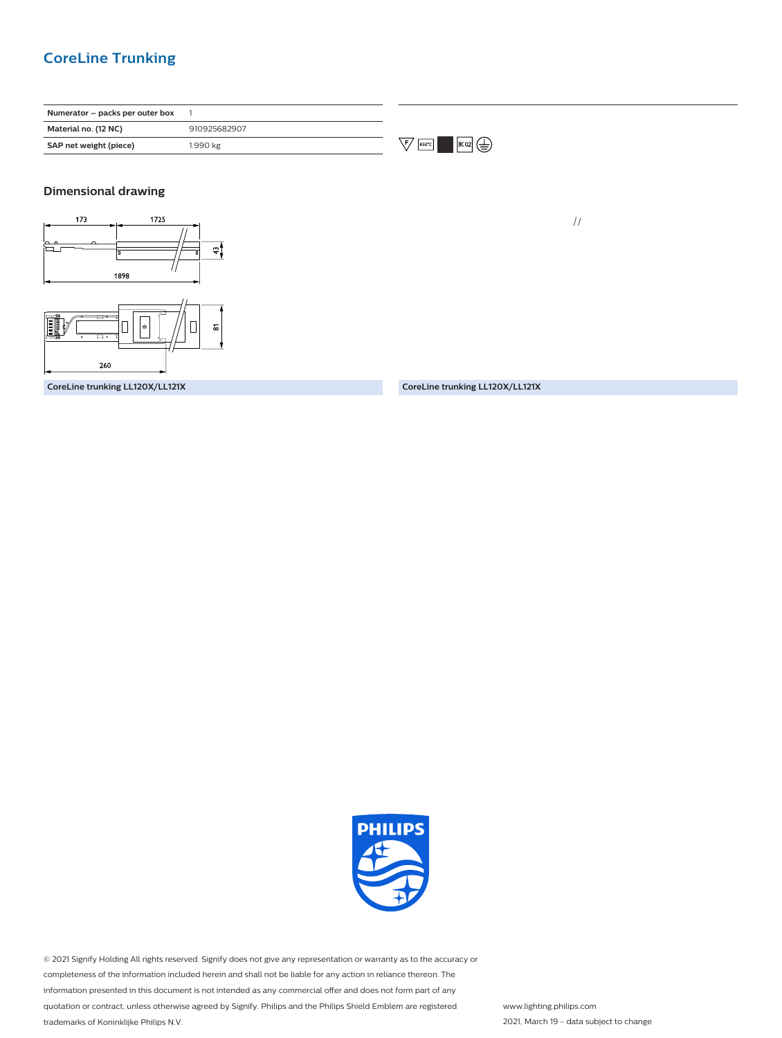## CoreLine Trunking

| | |
|---|---|
| Numerator – packs per outer box | 1 |
| Material no. (12 NC) | 910925682907 |
| SAP net weight (piece) | 1.990 kg |

### Dimensional drawing

173
1725
43
1898
81
260

CoreLine trunking LL120X/LL121X

CoreLine trunking LL120X/LL121X

© 2021 Signify Holding All rights reserved. Signify does not give any representation or warranty as to the accuracy or completeness of the information included herein and shall not be liable for any action in reliance thereon. The information presented in this document is not intended as any commercial offer and does not form part of any quotation or contract, unless otherwise agreed by Signify. Philips and the Philips Shield Emblem are registered trademarks of Koninklijke Philips N.V.

www.lighting.philips.com
2021, March 19 - data subject to change